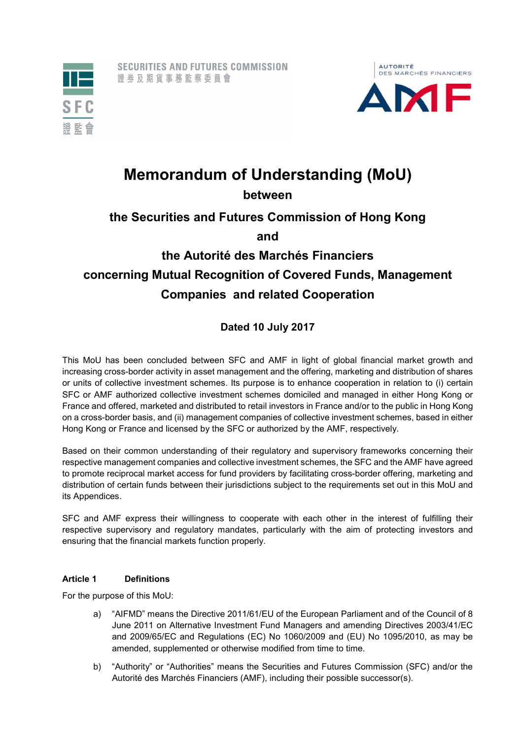SECURITIES AND FUTURES COMMISSION
證券及期貨事務監察委員會

AUTORITÉ DES MARCHÉS FINANCIERS

# Memorandum of Understanding (MoU)

## between

## the Securities and Futures Commission of Hong Kong

## and

## the Autorité des Marchés Financiers

## concerning Mutual Recognition of Covered Funds, Management Companies and related Cooperation

**Dated 10 July 2017**

This MoU has been concluded between SFC and AMF in light of global financial market growth and increasing cross-border activity in asset management and the offering, marketing and distribution of shares or units of collective investment schemes. Its purpose is to enhance cooperation in relation to (i) certain SFC or AMF authorized collective investment schemes domiciled and managed in either Hong Kong or France and offered, marketed and distributed to retail investors in France and/or to the public in Hong Kong on a cross-border basis, and (ii) management companies of collective investment schemes, based in either Hong Kong or France and licensed by the SFC or authorized by the AMF, respectively.

Based on their common understanding of their regulatory and supervisory frameworks concerning their respective management companies and collective investment schemes, the SFC and the AMF have agreed to promote reciprocal market access for fund providers by facilitating cross-border offering, marketing and distribution of certain funds between their jurisdictions subject to the requirements set out in this MoU and its Appendices.

SFC and AMF express their willingness to cooperate with each other in the interest of fulfilling their respective supervisory and regulatory mandates, particularly with the aim of protecting investors and ensuring that the financial markets function properly.

### Article 1 Definitions

For the purpose of this MoU:

a) "AIFMD" means the Directive 2011/61/EU of the European Parliament and of the Council of 8 June 2011 on Alternative Investment Fund Managers and amending Directives 2003/41/EC and 2009/65/EC and Regulations (EC) No 1060/2009 and (EU) No 1095/2010, as may be amended, supplemented or otherwise modified from time to time.

b) "Authority" or "Authorities" means the Securities and Futures Commission (SFC) and/or the Autorité des Marchés Financiers (AMF), including their possible successor(s).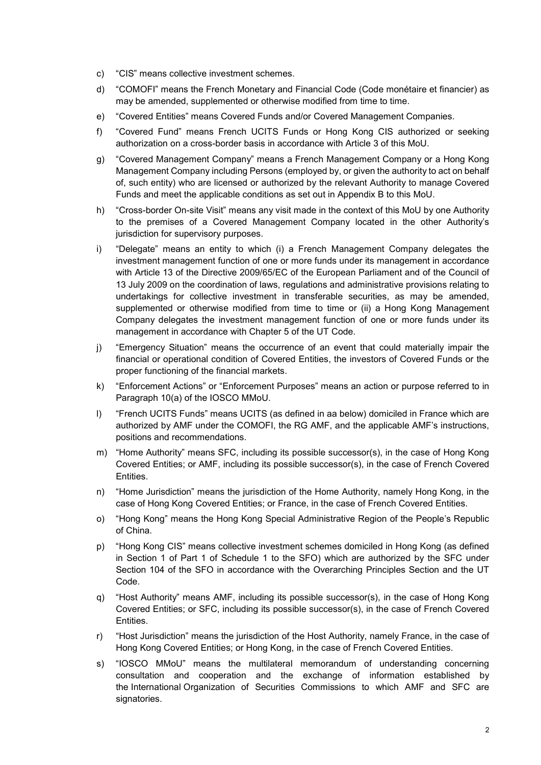c) "CIS" means collective investment schemes.

d) "COMOFI" means the French Monetary and Financial Code (Code monétaire et financier) as may be amended, supplemented or otherwise modified from time to time.

e) "Covered Entities" means Covered Funds and/or Covered Management Companies.

f) "Covered Fund" means French UCITS Funds or Hong Kong CIS authorized or seeking authorization on a cross-border basis in accordance with Article 3 of this MoU.

g) "Covered Management Company" means a French Management Company or a Hong Kong Management Company including Persons (employed by, or given the authority to act on behalf of, such entity) who are licensed or authorized by the relevant Authority to manage Covered Funds and meet the applicable conditions as set out in Appendix B to this MoU.

h) "Cross-border On-site Visit" means any visit made in the context of this MoU by one Authority to the premises of a Covered Management Company located in the other Authority's jurisdiction for supervisory purposes.

i) "Delegate" means an entity to which (i) a French Management Company delegates the investment management function of one or more funds under its management in accordance with Article 13 of the Directive 2009/65/EC of the European Parliament and of the Council of 13 July 2009 on the coordination of laws, regulations and administrative provisions relating to undertakings for collective investment in transferable securities, as may be amended, supplemented or otherwise modified from time to time or (ii) a Hong Kong Management Company delegates the investment management function of one or more funds under its management in accordance with Chapter 5 of the UT Code.

j) "Emergency Situation" means the occurrence of an event that could materially impair the financial or operational condition of Covered Entities, the investors of Covered Funds or the proper functioning of the financial markets.

k) "Enforcement Actions" or "Enforcement Purposes" means an action or purpose referred to in Paragraph 10(a) of the IOSCO MMoU.

l) "French UCITS Funds" means UCITS (as defined in aa below) domiciled in France which are authorized by AMF under the COMOFI, the RG AMF, and the applicable AMF's instructions, positions and recommendations.

m) "Home Authority" means SFC, including its possible successor(s), in the case of Hong Kong Covered Entities; or AMF, including its possible successor(s), in the case of French Covered Entities.

n) "Home Jurisdiction" means the jurisdiction of the Home Authority, namely Hong Kong, in the case of Hong Kong Covered Entities; or France, in the case of French Covered Entities.

o) "Hong Kong" means the Hong Kong Special Administrative Region of the People's Republic of China.

p) "Hong Kong CIS" means collective investment schemes domiciled in Hong Kong (as defined in Section 1 of Part 1 of Schedule 1 to the SFO) which are authorized by the SFC under Section 104 of the SFO in accordance with the Overarching Principles Section and the UT Code.

q) "Host Authority" means AMF, including its possible successor(s), in the case of Hong Kong Covered Entities; or SFC, including its possible successor(s), in the case of French Covered Entities.

r) "Host Jurisdiction" means the jurisdiction of the Host Authority, namely France, in the case of Hong Kong Covered Entities; or Hong Kong, in the case of French Covered Entities.

s) "IOSCO MMoU" means the multilateral memorandum of understanding concerning consultation and cooperation and the exchange of information established by the International Organization of Securities Commissions to which AMF and SFC are signatories.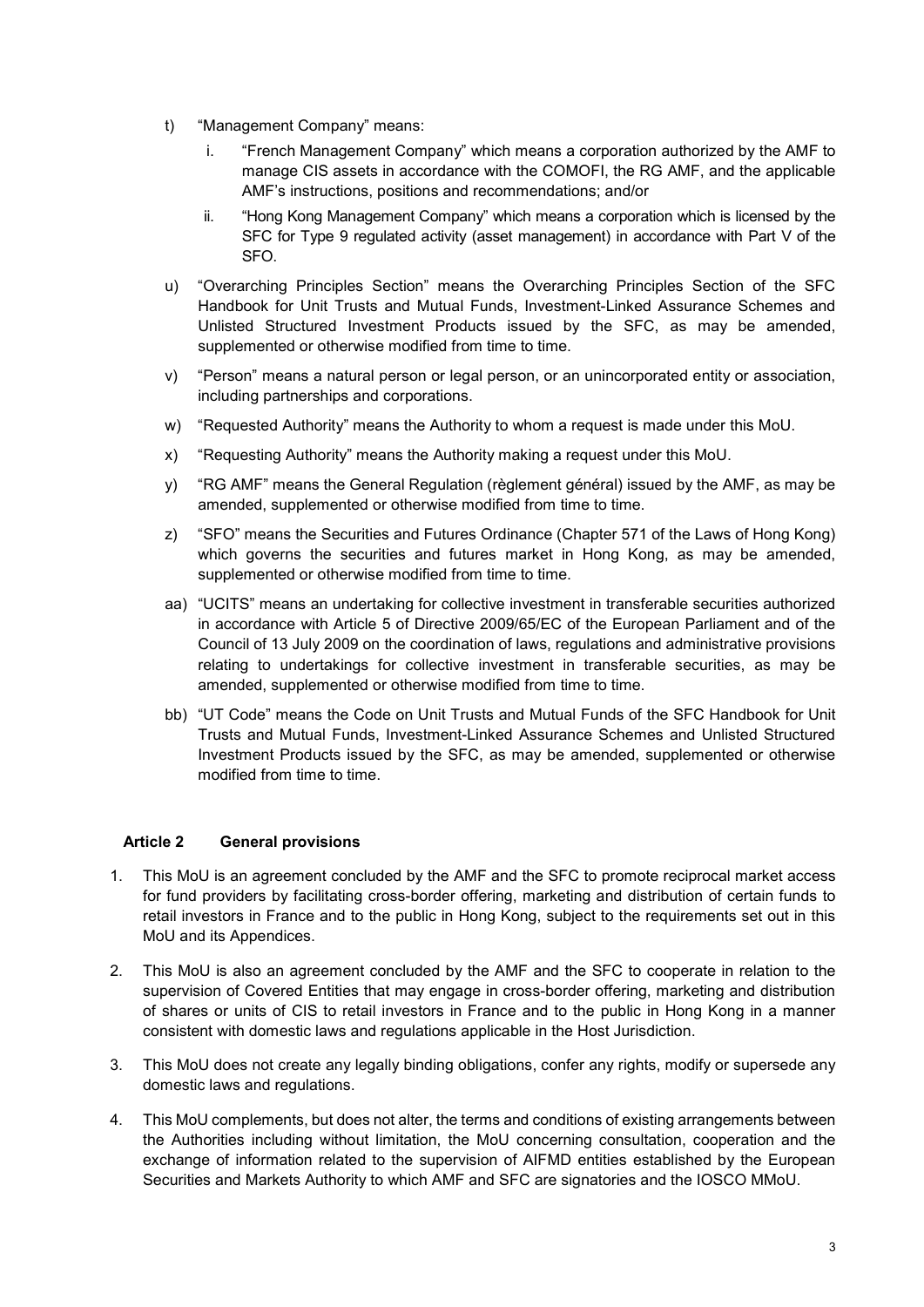t) "Management Company" means:

   i. "French Management Company" which means a corporation authorized by the AMF to manage CIS assets in accordance with the COMOFI, the RG AMF, and the applicable AMF's instructions, positions and recommendations; and/or

   ii. "Hong Kong Management Company" which means a corporation which is licensed by the SFC for Type 9 regulated activity (asset management) in accordance with Part V of the SFO.

u) "Overarching Principles Section" means the Overarching Principles Section of the SFC Handbook for Unit Trusts and Mutual Funds, Investment-Linked Assurance Schemes and Unlisted Structured Investment Products issued by the SFC, as may be amended, supplemented or otherwise modified from time to time.

v) "Person" means a natural person or legal person, or an unincorporated entity or association, including partnerships and corporations.

w) "Requested Authority" means the Authority to whom a request is made under this MoU.

x) "Requesting Authority" means the Authority making a request under this MoU.

y) "RG AMF" means the General Regulation (règlement général) issued by the AMF, as may be amended, supplemented or otherwise modified from time to time.

z) "SFO" means the Securities and Futures Ordinance (Chapter 571 of the Laws of Hong Kong) which governs the securities and futures market in Hong Kong, as may be amended, supplemented or otherwise modified from time to time.

aa) "UCITS" means an undertaking for collective investment in transferable securities authorized in accordance with Article 5 of Directive 2009/65/EC of the European Parliament and of the Council of 13 July 2009 on the coordination of laws, regulations and administrative provisions relating to undertakings for collective investment in transferable securities, as may be amended, supplemented or otherwise modified from time to time.

bb) "UT Code" means the Code on Unit Trusts and Mutual Funds of the SFC Handbook for Unit Trusts and Mutual Funds, Investment-Linked Assurance Schemes and Unlisted Structured Investment Products issued by the SFC, as may be amended, supplemented or otherwise modified from time to time.

### Article 2 General provisions

1. This MoU is an agreement concluded by the AMF and the SFC to promote reciprocal market access for fund providers by facilitating cross-border offering, marketing and distribution of certain funds to retail investors in France and to the public in Hong Kong, subject to the requirements set out in this MoU and its Appendices.

2. This MoU is also an agreement concluded by the AMF and the SFC to cooperate in relation to the supervision of Covered Entities that may engage in cross-border offering, marketing and distribution of shares or units of CIS to retail investors in France and to the public in Hong Kong in a manner consistent with domestic laws and regulations applicable in the Host Jurisdiction.

3. This MoU does not create any legally binding obligations, confer any rights, modify or supersede any domestic laws and regulations.

4. This MoU complements, but does not alter, the terms and conditions of existing arrangements between the Authorities including without limitation, the MoU concerning consultation, cooperation and the exchange of information related to the supervision of AIFMD entities established by the European Securities and Markets Authority to which AMF and SFC are signatories and the IOSCO MMoU.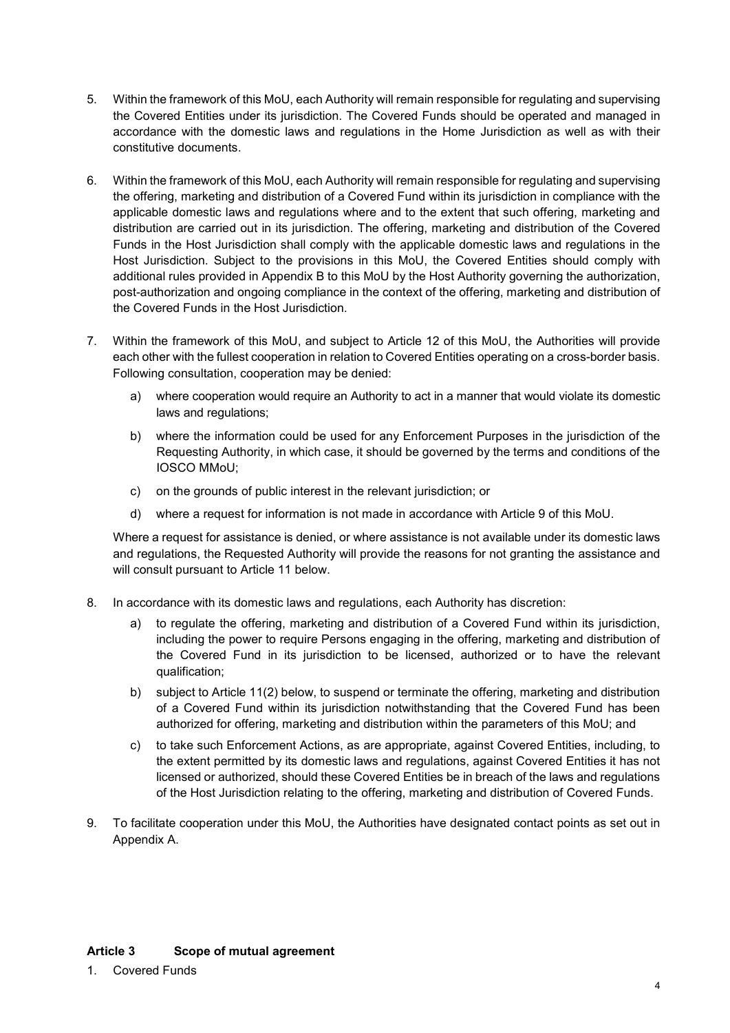5. Within the framework of this MoU, each Authority will remain responsible for regulating and supervising the Covered Entities under its jurisdiction. The Covered Funds should be operated and managed in accordance with the domestic laws and regulations in the Home Jurisdiction as well as with their constitutive documents.

6. Within the framework of this MoU, each Authority will remain responsible for regulating and supervising the offering, marketing and distribution of a Covered Fund within its jurisdiction in compliance with the applicable domestic laws and regulations where and to the extent that such offering, marketing and distribution are carried out in its jurisdiction. The offering, marketing and distribution of the Covered Funds in the Host Jurisdiction shall comply with the applicable domestic laws and regulations in the Host Jurisdiction. Subject to the provisions in this MoU, the Covered Entities should comply with additional rules provided in Appendix B to this MoU by the Host Authority governing the authorization, post-authorization and ongoing compliance in the context of the offering, marketing and distribution of the Covered Funds in the Host Jurisdiction.

7. Within the framework of this MoU, and subject to Article 12 of this MoU, the Authorities will provide each other with the fullest cooperation in relation to Covered Entities operating on a cross-border basis. Following consultation, cooperation may be denied:

   a) where cooperation would require an Authority to act in a manner that would violate its domestic laws and regulations;

   b) where the information could be used for any Enforcement Purposes in the jurisdiction of the Requesting Authority, in which case, it should be governed by the terms and conditions of the IOSCO MMoU;

   c) on the grounds of public interest in the relevant jurisdiction; or

   d) where a request for information is not made in accordance with Article 9 of this MoU.

   Where a request for assistance is denied, or where assistance is not available under its domestic laws and regulations, the Requested Authority will provide the reasons for not granting the assistance and will consult pursuant to Article 11 below.

8. In accordance with its domestic laws and regulations, each Authority has discretion:

   a) to regulate the offering, marketing and distribution of a Covered Fund within its jurisdiction, including the power to require Persons engaging in the offering, marketing and distribution of the Covered Fund in its jurisdiction to be licensed, authorized or to have the relevant qualification;

   b) subject to Article 11(2) below, to suspend or terminate the offering, marketing and distribution of a Covered Fund within its jurisdiction notwithstanding that the Covered Fund has been authorized for offering, marketing and distribution within the parameters of this MoU; and

   c) to take such Enforcement Actions, as are appropriate, against Covered Entities, including, to the extent permitted by its domestic laws and regulations, against Covered Entities it has not licensed or authorized, should these Covered Entities be in breach of the laws and regulations of the Host Jurisdiction relating to the offering, marketing and distribution of Covered Funds.

9. To facilitate cooperation under this MoU, the Authorities have designated contact points as set out in Appendix A.

## Article 3 Scope of mutual agreement

1. Covered Funds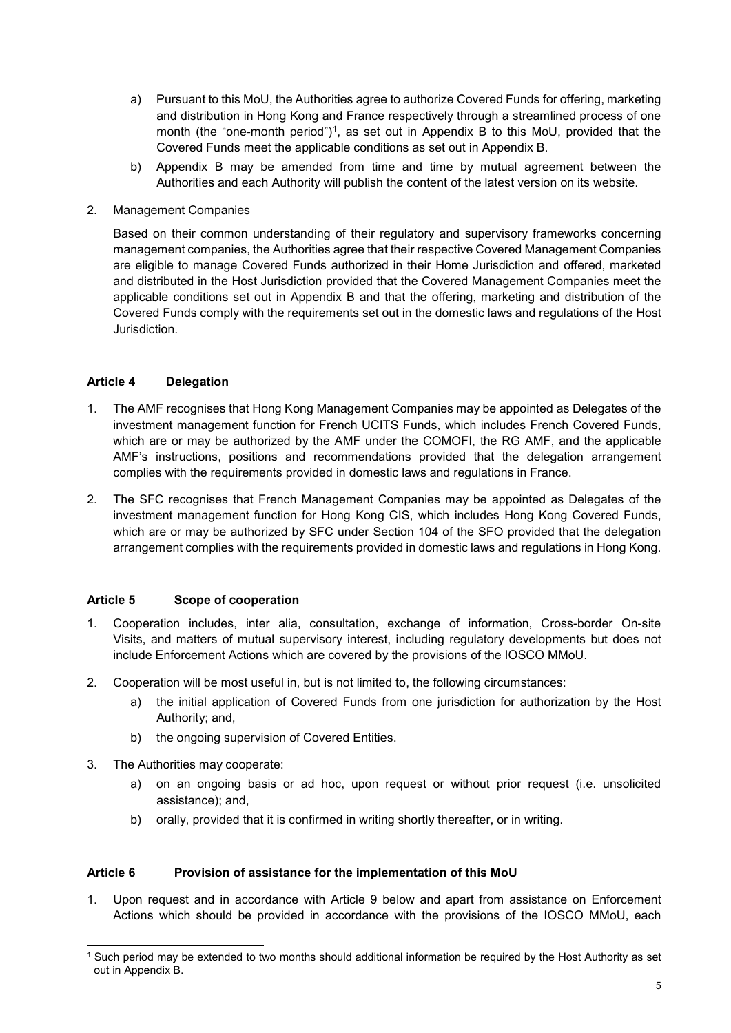a) Pursuant to this MoU, the Authorities agree to authorize Covered Funds for offering, marketing and distribution in Hong Kong and France respectively through a streamlined process of one month (the "one-month period")[1], as set out in Appendix B to this MoU, provided that the Covered Funds meet the applicable conditions as set out in Appendix B.

b) Appendix B may be amended from time and time by mutual agreement between the Authorities and each Authority will publish the content of the latest version on its website.

2. Management Companies

Based on their common understanding of their regulatory and supervisory frameworks concerning management companies, the Authorities agree that their respective Covered Management Companies are eligible to manage Covered Funds authorized in their Home Jurisdiction and offered, marketed and distributed in the Host Jurisdiction provided that the Covered Management Companies meet the applicable conditions set out in Appendix B and that the offering, marketing and distribution of the Covered Funds comply with the requirements set out in the domestic laws and regulations of the Host Jurisdiction.

### Article 4 Delegation

1. The AMF recognises that Hong Kong Management Companies may be appointed as Delegates of the investment management function for French UCITS Funds, which includes French Covered Funds, which are or may be authorized by the AMF under the COMOFI, the RG AMF, and the applicable AMF's instructions, positions and recommendations provided that the delegation arrangement complies with the requirements provided in domestic laws and regulations in France.

2. The SFC recognises that French Management Companies may be appointed as Delegates of the investment management function for Hong Kong CIS, which includes Hong Kong Covered Funds, which are or may be authorized by SFC under Section 104 of the SFO provided that the delegation arrangement complies with the requirements provided in domestic laws and regulations in Hong Kong.

### Article 5 Scope of cooperation

1. Cooperation includes, inter alia, consultation, exchange of information, Cross-border On-site Visits, and matters of mutual supervisory interest, including regulatory developments but does not include Enforcement Actions which are covered by the provisions of the IOSCO MMoU.

2. Cooperation will be most useful in, but is not limited to, the following circumstances:
   a) the initial application of Covered Funds from one jurisdiction for authorization by the Host Authority; and,
   b) the ongoing supervision of Covered Entities.

3. The Authorities may cooperate:
   a) on an ongoing basis or ad hoc, upon request or without prior request (i.e. unsolicited assistance); and,
   b) orally, provided that it is confirmed in writing shortly thereafter, or in writing.

### Article 6 Provision of assistance for the implementation of this MoU

1. Upon request and in accordance with Article 9 below and apart from assistance on Enforcement Actions which should be provided in accordance with the provisions of the IOSCO MMoU, each

[1] Such period may be extended to two months should additional information be required by the Host Authority as set out in Appendix B.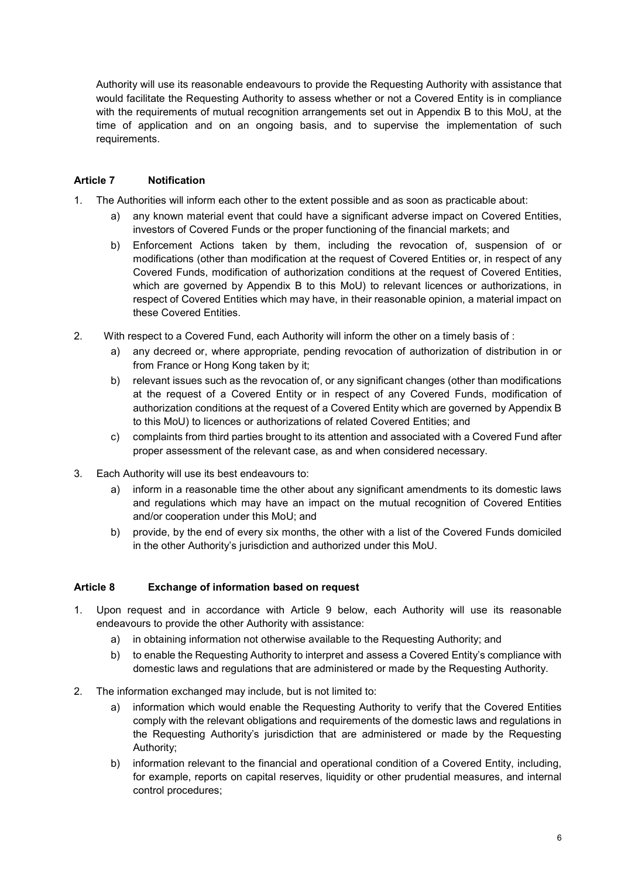Authority will use its reasonable endeavours to provide the Requesting Authority with assistance that would facilitate the Requesting Authority to assess whether or not a Covered Entity is in compliance with the requirements of mutual recognition arrangements set out in Appendix B to this MoU, at the time of application and on an ongoing basis, and to supervise the implementation of such requirements.

### Article 7 Notification

1. The Authorities will inform each other to the extent possible and as soon as practicable about:
   a) any known material event that could have a significant adverse impact on Covered Entities, investors of Covered Funds or the proper functioning of the financial markets; and
   b) Enforcement Actions taken by them, including the revocation of, suspension of or modifications (other than modification at the request of Covered Entities or, in respect of any Covered Funds, modification of authorization conditions at the request of Covered Entities, which are governed by Appendix B to this MoU) to relevant licences or authorizations, in respect of Covered Entities which may have, in their reasonable opinion, a material impact on these Covered Entities.
2. With respect to a Covered Fund, each Authority will inform the other on a timely basis of :
   a) any decreed or, where appropriate, pending revocation of authorization of distribution in or from France or Hong Kong taken by it;
   b) relevant issues such as the revocation of, or any significant changes (other than modifications at the request of a Covered Entity or in respect of any Covered Funds, modification of authorization conditions at the request of a Covered Entity which are governed by Appendix B to this MoU) to licences or authorizations of related Covered Entities; and
   c) complaints from third parties brought to its attention and associated with a Covered Fund after proper assessment of the relevant case, as and when considered necessary.
3. Each Authority will use its best endeavours to:
   a) inform in a reasonable time the other about any significant amendments to its domestic laws and regulations which may have an impact on the mutual recognition of Covered Entities and/or cooperation under this MoU; and
   b) provide, by the end of every six months, the other with a list of the Covered Funds domiciled in the other Authority's jurisdiction and authorized under this MoU.

### Article 8 Exchange of information based on request

1. Upon request and in accordance with Article 9 below, each Authority will use its reasonable endeavours to provide the other Authority with assistance:
   a) in obtaining information not otherwise available to the Requesting Authority; and
   b) to enable the Requesting Authority to interpret and assess a Covered Entity's compliance with domestic laws and regulations that are administered or made by the Requesting Authority.
2. The information exchanged may include, but is not limited to:
   a) information which would enable the Requesting Authority to verify that the Covered Entities comply with the relevant obligations and requirements of the domestic laws and regulations in the Requesting Authority's jurisdiction that are administered or made by the Requesting Authority;
   b) information relevant to the financial and operational condition of a Covered Entity, including, for example, reports on capital reserves, liquidity or other prudential measures, and internal control procedures;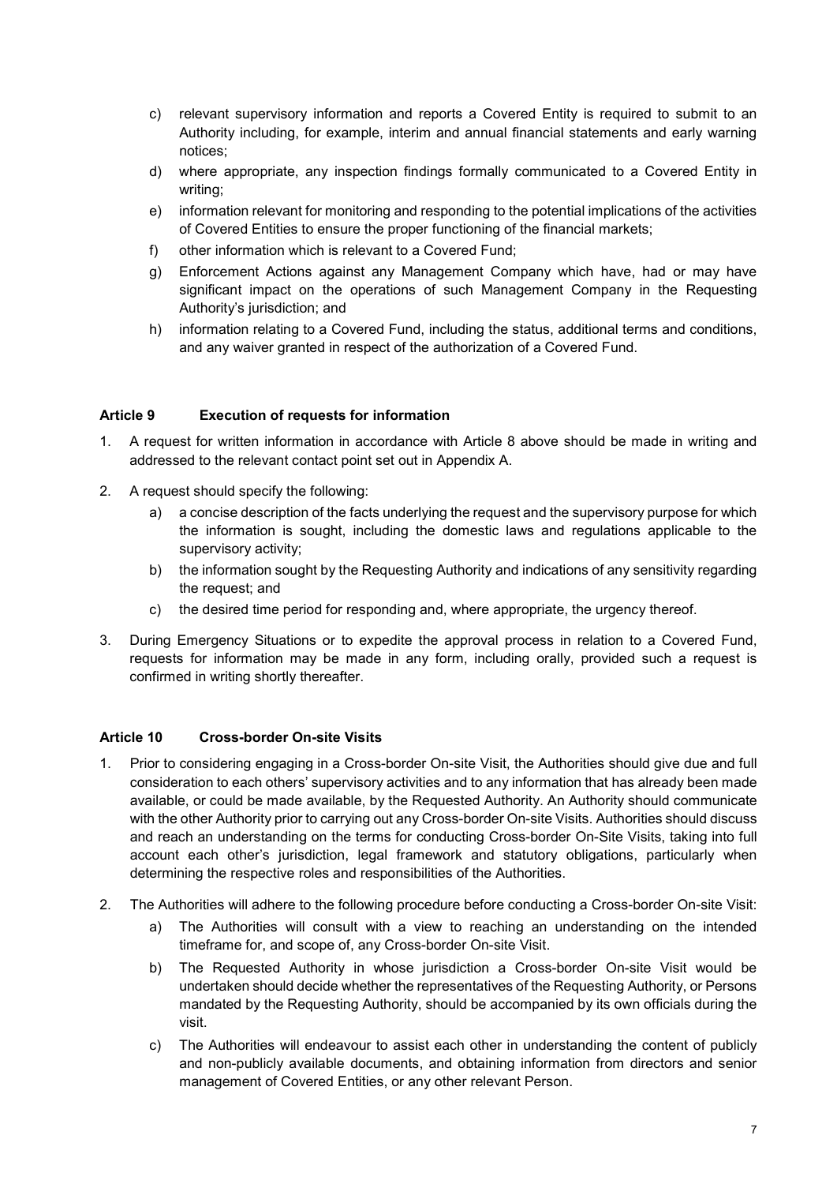c) relevant supervisory information and reports a Covered Entity is required to submit to an Authority including, for example, interim and annual financial statements and early warning notices;

d) where appropriate, any inspection findings formally communicated to a Covered Entity in writing;

e) information relevant for monitoring and responding to the potential implications of the activities of Covered Entities to ensure the proper functioning of the financial markets;

f) other information which is relevant to a Covered Fund;

g) Enforcement Actions against any Management Company which have, had or may have significant impact on the operations of such Management Company in the Requesting Authority's jurisdiction; and

h) information relating to a Covered Fund, including the status, additional terms and conditions, and any waiver granted in respect of the authorization of a Covered Fund.

### Article 9 Execution of requests for information

1. A request for written information in accordance with Article 8 above should be made in writing and addressed to the relevant contact point set out in Appendix A.

2. A request should specify the following:

   a) a concise description of the facts underlying the request and the supervisory purpose for which the information is sought, including the domestic laws and regulations applicable to the supervisory activity;

   b) the information sought by the Requesting Authority and indications of any sensitivity regarding the request; and

   c) the desired time period for responding and, where appropriate, the urgency thereof.

3. During Emergency Situations or to expedite the approval process in relation to a Covered Fund, requests for information may be made in any form, including orally, provided such a request is confirmed in writing shortly thereafter.

### Article 10 Cross-border On-site Visits

1. Prior to considering engaging in a Cross-border On-site Visit, the Authorities should give due and full consideration to each others' supervisory activities and to any information that has already been made available, or could be made available, by the Requested Authority. An Authority should communicate with the other Authority prior to carrying out any Cross-border On-site Visits. Authorities should discuss and reach an understanding on the terms for conducting Cross-border On-Site Visits, taking into full account each other's jurisdiction, legal framework and statutory obligations, particularly when determining the respective roles and responsibilities of the Authorities.

2. The Authorities will adhere to the following procedure before conducting a Cross-border On-site Visit:

   a) The Authorities will consult with a view to reaching an understanding on the intended timeframe for, and scope of, any Cross-border On-site Visit.

   b) The Requested Authority in whose jurisdiction a Cross-border On-site Visit would be undertaken should decide whether the representatives of the Requesting Authority, or Persons mandated by the Requesting Authority, should be accompanied by its own officials during the visit.

   c) The Authorities will endeavour to assist each other in understanding the content of publicly and non-publicly available documents, and obtaining information from directors and senior management of Covered Entities, or any other relevant Person.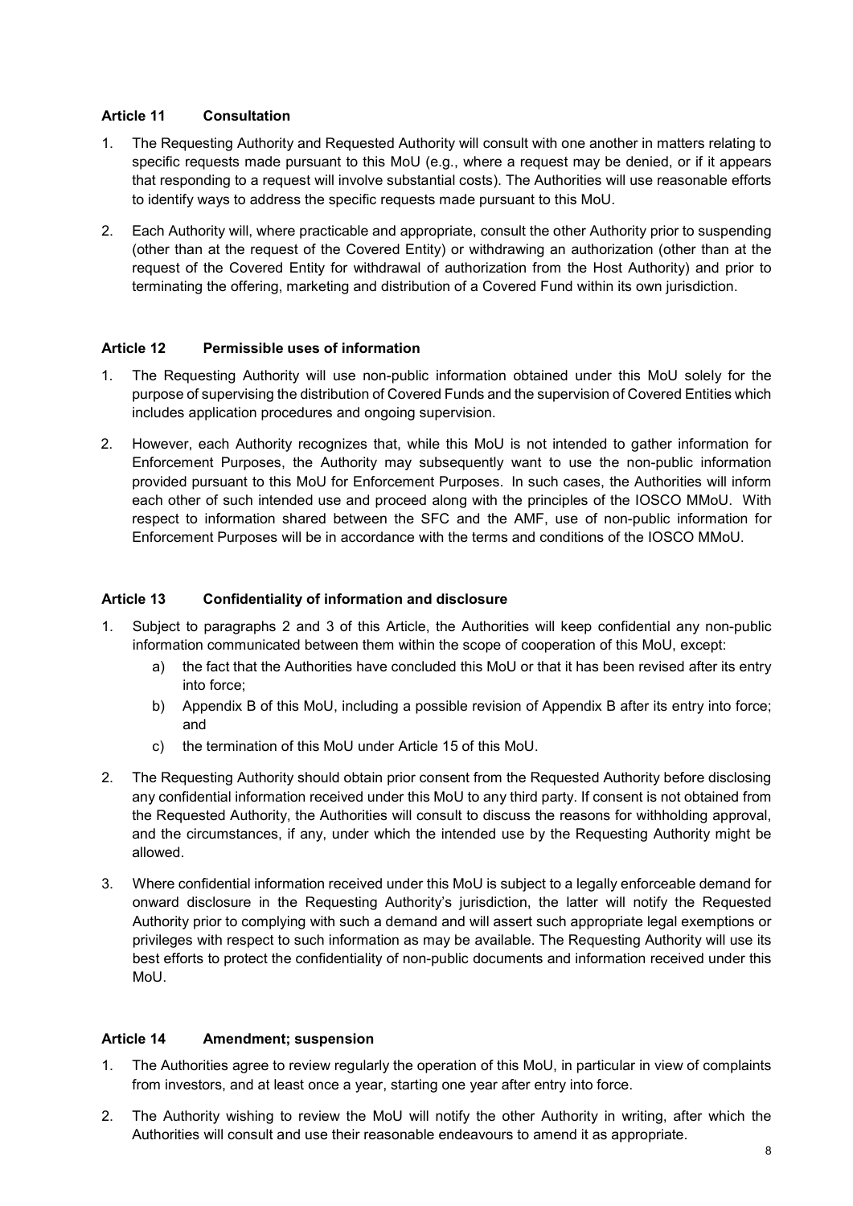### Article 11 Consultation

1. The Requesting Authority and Requested Authority will consult with one another in matters relating to specific requests made pursuant to this MoU (e.g., where a request may be denied, or if it appears that responding to a request will involve substantial costs). The Authorities will use reasonable efforts to identify ways to address the specific requests made pursuant to this MoU.

2. Each Authority will, where practicable and appropriate, consult the other Authority prior to suspending (other than at the request of the Covered Entity) or withdrawing an authorization (other than at the request of the Covered Entity for withdrawal of authorization from the Host Authority) and prior to terminating the offering, marketing and distribution of a Covered Fund within its own jurisdiction.

### Article 12 Permissible uses of information

1. The Requesting Authority will use non-public information obtained under this MoU solely for the purpose of supervising the distribution of Covered Funds and the supervision of Covered Entities which includes application procedures and ongoing supervision.

2. However, each Authority recognizes that, while this MoU is not intended to gather information for Enforcement Purposes, the Authority may subsequently want to use the non-public information provided pursuant to this MoU for Enforcement Purposes. In such cases, the Authorities will inform each other of such intended use and proceed along with the principles of the IOSCO MMoU. With respect to information shared between the SFC and the AMF, use of non-public information for Enforcement Purposes will be in accordance with the terms and conditions of the IOSCO MMoU.

### Article 13 Confidentiality of information and disclosure

1. Subject to paragraphs 2 and 3 of this Article, the Authorities will keep confidential any non-public information communicated between them within the scope of cooperation of this MoU, except:
   a) the fact that the Authorities have concluded this MoU or that it has been revised after its entry into force;
   b) Appendix B of this MoU, including a possible revision of Appendix B after its entry into force; and
   c) the termination of this MoU under Article 15 of this MoU.

2. The Requesting Authority should obtain prior consent from the Requested Authority before disclosing any confidential information received under this MoU to any third party. If consent is not obtained from the Requested Authority, the Authorities will consult to discuss the reasons for withholding approval, and the circumstances, if any, under which the intended use by the Requesting Authority might be allowed.

3. Where confidential information received under this MoU is subject to a legally enforceable demand for onward disclosure in the Requesting Authority's jurisdiction, the latter will notify the Requested Authority prior to complying with such a demand and will assert such appropriate legal exemptions or privileges with respect to such information as may be available. The Requesting Authority will use its best efforts to protect the confidentiality of non-public documents and information received under this MoU.

### Article 14 Amendment; suspension

1. The Authorities agree to review regularly the operation of this MoU, in particular in view of complaints from investors, and at least once a year, starting one year after entry into force.

2. The Authority wishing to review the MoU will notify the other Authority in writing, after which the Authorities will consult and use their reasonable endeavours to amend it as appropriate.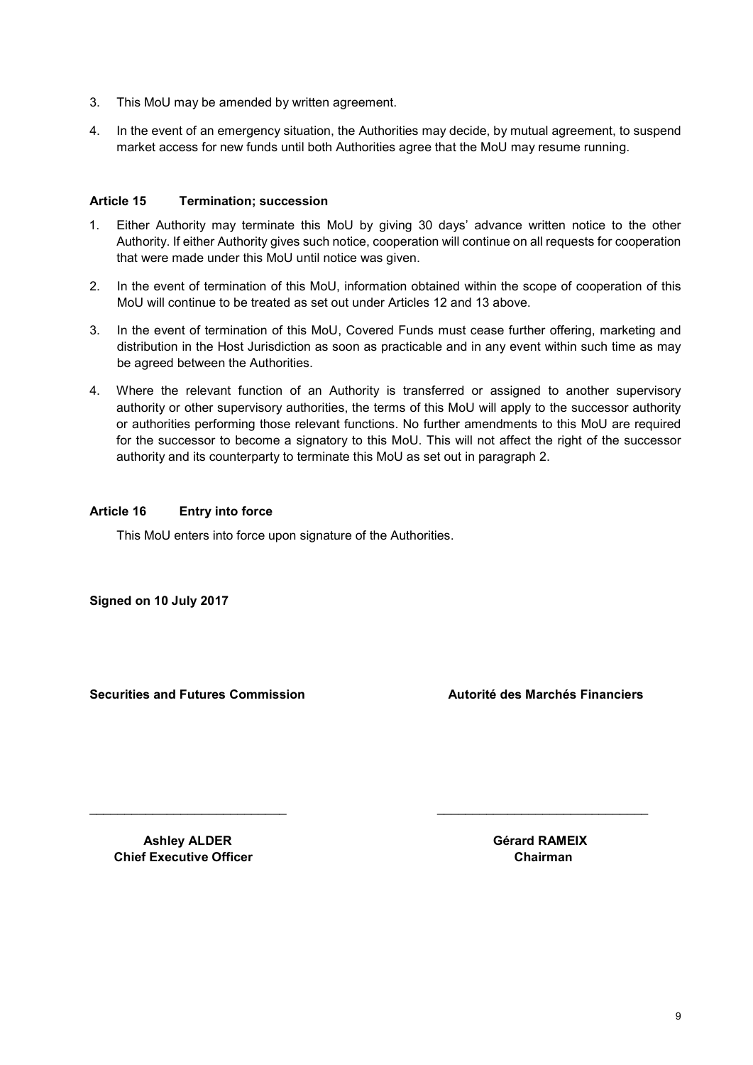3. This MoU may be amended by written agreement.

4. In the event of an emergency situation, the Authorities may decide, by mutual agreement, to suspend market access for new funds until both Authorities agree that the MoU may resume running.

### Article 15 Termination; succession

1. Either Authority may terminate this MoU by giving 30 days' advance written notice to the other Authority. If either Authority gives such notice, cooperation will continue on all requests for cooperation that were made under this MoU until notice was given.

2. In the event of termination of this MoU, information obtained within the scope of cooperation of this MoU will continue to be treated as set out under Articles 12 and 13 above.

3. In the event of termination of this MoU, Covered Funds must cease further offering, marketing and distribution in the Host Jurisdiction as soon as practicable and in any event within such time as may be agreed between the Authorities.

4. Where the relevant function of an Authority is transferred or assigned to another supervisory authority or other supervisory authorities, the terms of this MoU will apply to the successor authority or authorities performing those relevant functions. No further amendments to this MoU are required for the successor to become a signatory to this MoU. This will not affect the right of the successor authority and its counterparty to terminate this MoU as set out in paragraph 2.

### Article 16 Entry into force

This MoU enters into force upon signature of the Authorities.

**Signed on 10 July 2017**

**Securities and Futures Commission**

_____________________________

**Ashley ALDER**
**Chief Executive Officer**

**Autorité des Marchés Financiers**

_____________________________

**Gérard RAMEIX**
**Chairman**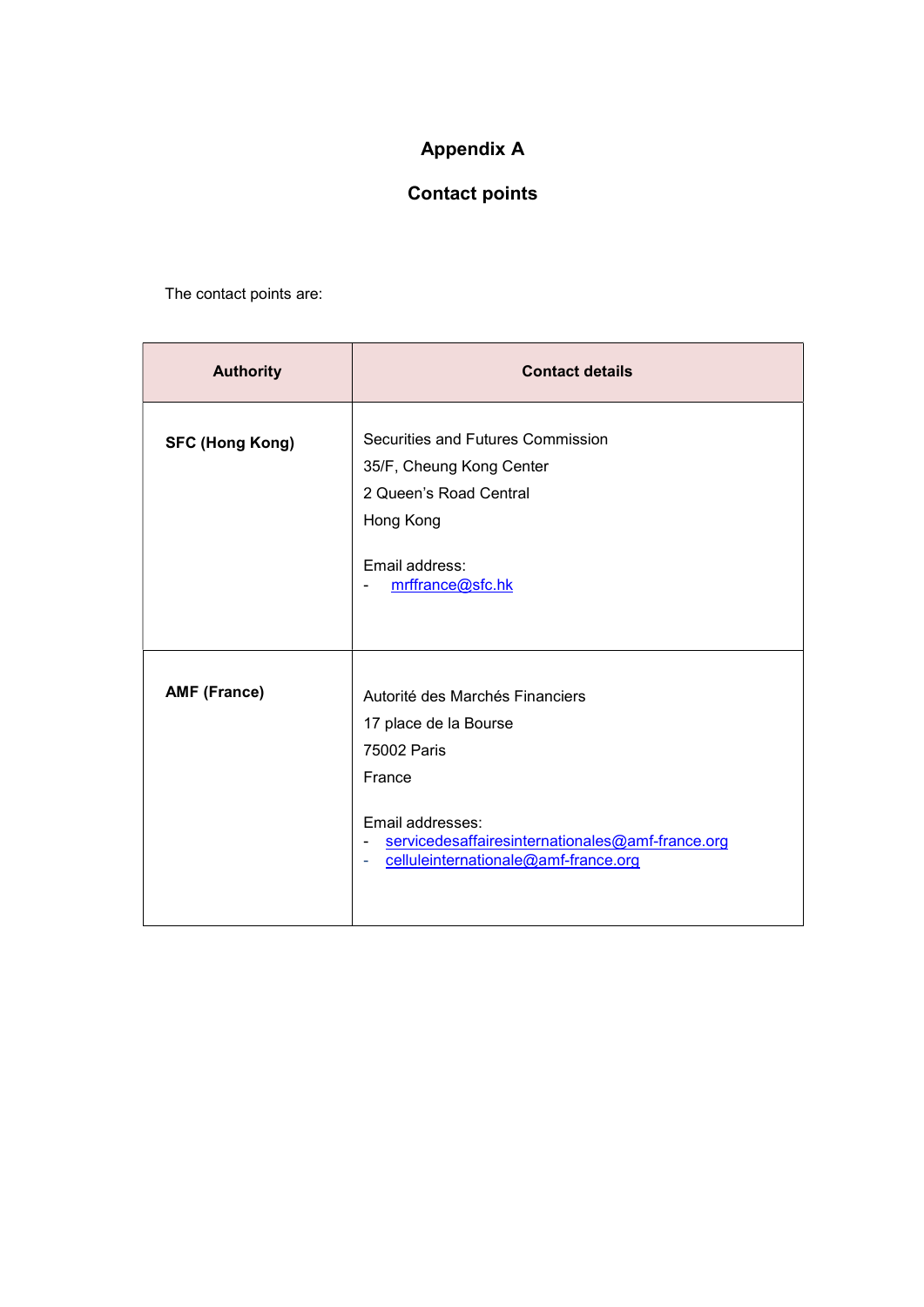# Appendix A

## Contact points

The contact points are:

| Authority | Contact details |
|---|---|
| **SFC (Hong Kong)** | Securities and Futures Commission<br>35/F, Cheung Kong Center<br>2 Queen's Road Central<br>Hong Kong<br><br>Email address:<br>- mrffrance@sfc.hk |
| **AMF (France)** | Autorité des Marchés Financiers<br>17 place de la Bourse<br>75002 Paris<br>France<br><br>Email addresses:<br>- servicedesaffairesinternationales@amf-france.org<br>- celluleinternationale@amf-france.org |